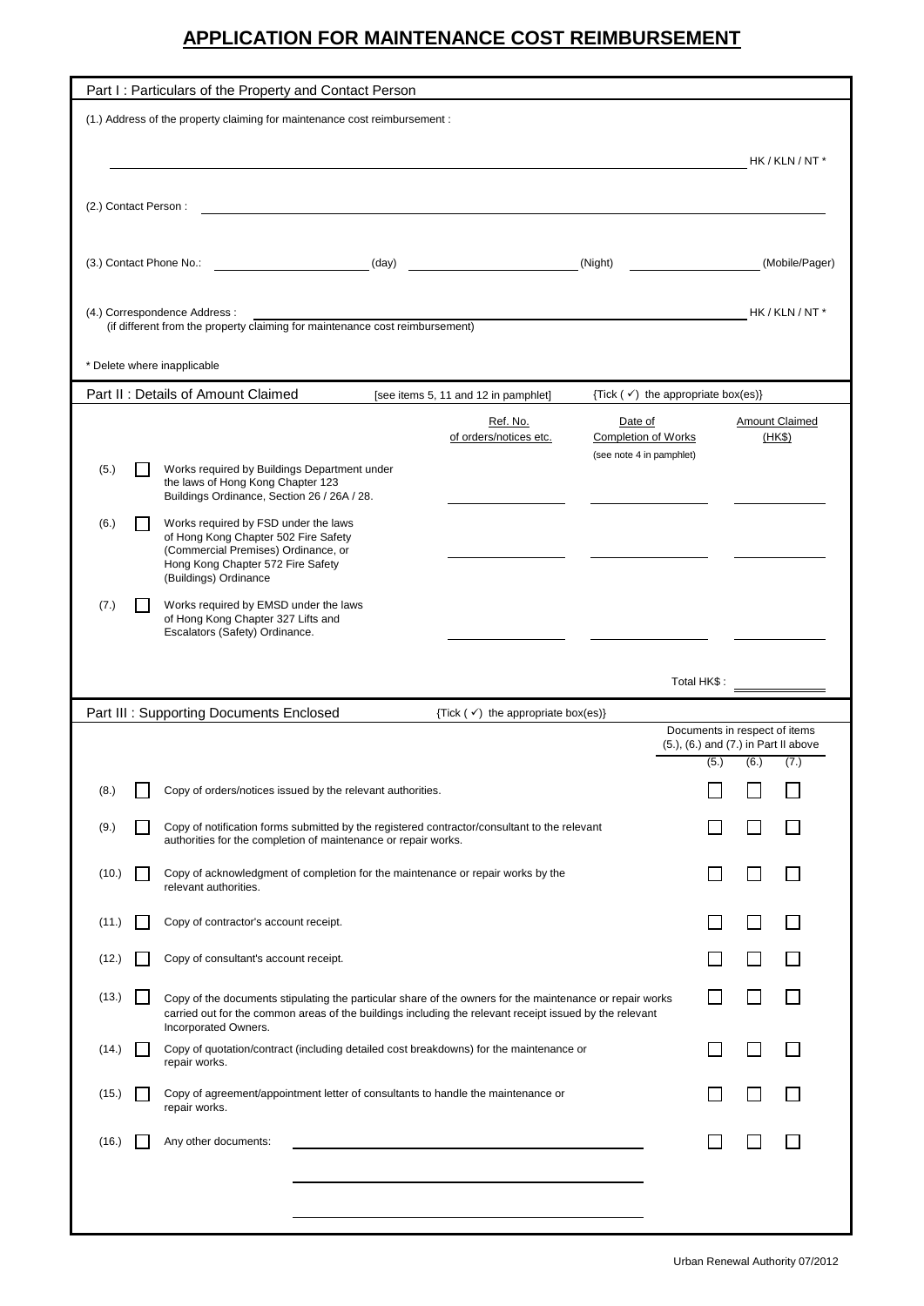# APPLICATION FOR MAINTENANCE COST REIMBURSEMENT

## Part I : Particulars of the Property and Contact Person

(1.) Address of the property claiming for maintenance cost reimbursement :

\_\_\_\_\_\_\_\_\_\_\_\_\_\_\_\_\_\_\_\_\_\_\_\_\_\_\_\_\_\_\_\_\_\_\_\_\_\_\_\_\_\_\_\_\_\_\_\_\_\_\_\_\_\_\_\_\_\_\_\_\_\_ HK / KLN / NT *

(2.) Contact Person : \_\_\_\_\_\_\_\_\_\_\_\_\_\_\_\_\_\_\_\_\_\_\_\_\_\_\_\_\_\_\_\_\_\_\_\_\_\_\_\_\_\_\_\_\_\_\_\_\_\_\_\_

(3.) Contact Phone No.: \_\_\_\_\_\_\_\_\_\_\_\_\_\_\_\_ (day) \_\_\_\_\_\_\_\_\_\_\_\_\_\_\_\_ (Night) \_\_\_\_\_\_\_\_\_\_\_\_\_\_\_\_ (Mobile/Pager)

(4.) Correspondence Address : \_\_\_\_\_\_\_\_\_\_\_\_\_\_\_\_\_\_\_\_\_\_\_\_\_\_\_\_\_\_\_\_\_\_\_\_\_\_\_\_\_\_\_\_\_\_ HK / KLN / NT *
(if different from the property claiming for maintenance cost reimbursement)

\* Delete where inapplicable

## Part II : Details of Amount Claimed

[see items 5, 11 and 12 in pamphlet] {Tick ( ✓ ) the appropriate box(es)}

| | | | Ref. No. of orders/notices etc. | Date of Completion of Works (see note 4 in pamphlet) | Amount Claimed (HK$) |
|---|---|---|---|---|---|
| (5.) | ☐ | Works required by Buildings Department under the laws of Hong Kong Chapter 123 Buildings Ordinance, Section 26 / 26A / 28. | | | |
| (6.) | ☐ | Works required by FSD under the laws of Hong Kong Chapter 502 Fire Safety (Commercial Premises) Ordinance, or Hong Kong Chapter 572 Fire Safety (Buildings) Ordinance | | | |
| (7.) | ☐ | Works required by EMSD under the laws of Hong Kong Chapter 327 Lifts and Escalators (Safety) Ordinance. | | | |
| | | | | Total HK$ : | |

## Part III : Supporting Documents Enclosed

{Tick ( ✓ ) the appropriate box(es)}

| | | | Documents in respect of items (5.), (6.) and (7.) in Part II above | | |
|---|---|---|---|---|---|
| | | | (5.) | (6.) | (7.) |
| (8.) | ☐ | Copy of orders/notices issued by the relevant authorities. | ☐ | ☐ | ☐ |
| (9.) | ☐ | Copy of notification forms submitted by the registered contractor/consultant to the relevant authorities for the completion of maintenance or repair works. | ☐ | ☐ | ☐ |
| (10.) | ☐ | Copy of acknowledgment of completion for the maintenance or repair works by the relevant authorities. | ☐ | ☐ | ☐ |
| (11.) | ☐ | Copy of contractor's account receipt. | ☐ | ☐ | ☐ |
| (12.) | ☐ | Copy of consultant's account receipt. | ☐ | ☐ | ☐ |
| (13.) | ☐ | Copy of the documents stipulating the particular share of the owners for the maintenance or repair works carried out for the common areas of the buildings including the relevant receipt issued by the relevant Incorporated Owners. | ☐ | ☐ | ☐ |
| (14.) | ☐ | Copy of quotation/contract (including detailed cost breakdowns) for the maintenance or repair works. | ☐ | ☐ | ☐ |
| (15.) | ☐ | Copy of agreement/appointment letter of consultants to handle the maintenance or repair works. | ☐ | ☐ | ☐ |
| (16.) | ☐ | Any other documents: \_\_\_\_\_\_\_\_\_\_\_\_\_\_\_\_\_\_\_\_ | ☐ | ☐ | ☐ |

Urban Renewal Authority 07/2012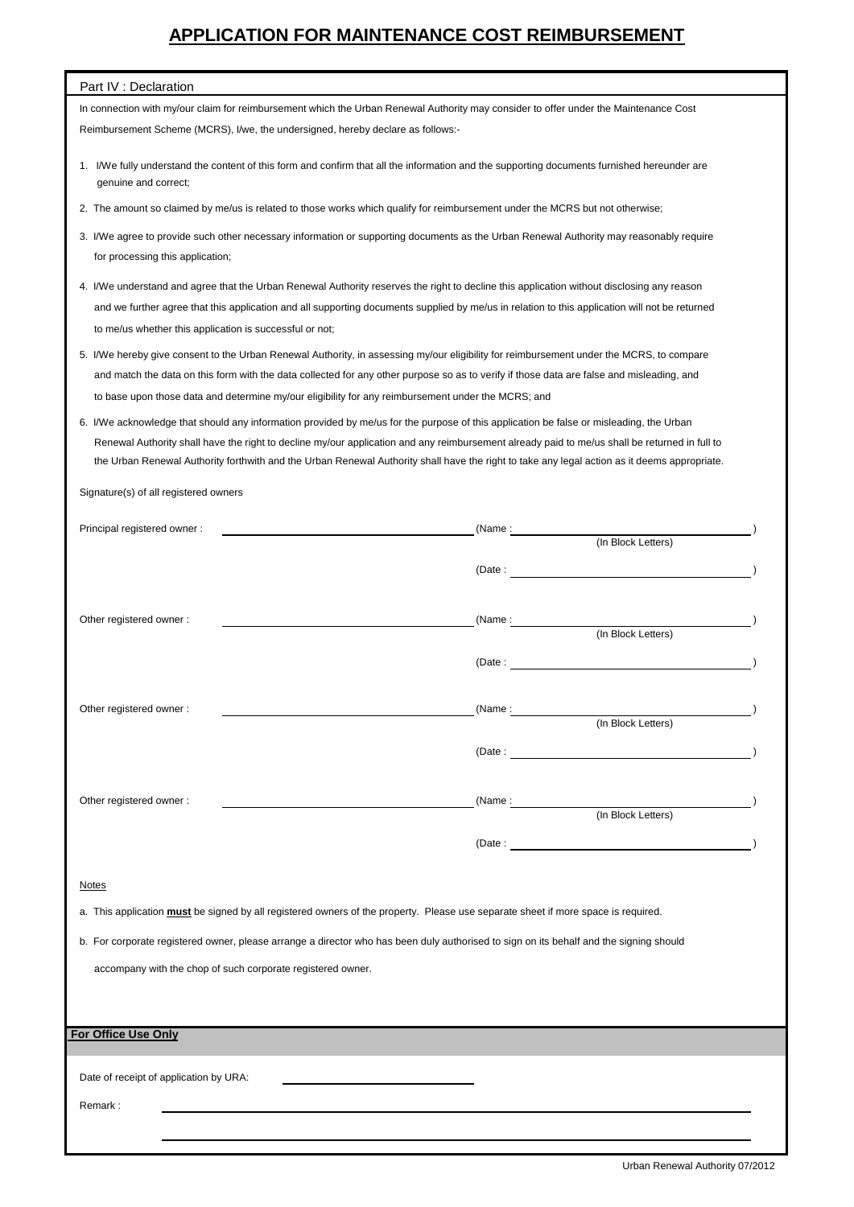# APPLICATION FOR MAINTENANCE COST REIMBURSEMENT

## Part IV : Declaration

In connection with my/our claim for reimbursement which the Urban Renewal Authority may consider to offer under the Maintenance Cost Reimbursement Scheme (MCRS), I/we, the undersigned, hereby declare as follows:-

1. I/We fully understand the content of this form and confirm that all the information and the supporting documents furnished hereunder are genuine and correct;
2. The amount so claimed by me/us is related to those works which qualify for reimbursement under the MCRS but not otherwise;
3. I/We agree to provide such other necessary information or supporting documents as the Urban Renewal Authority may reasonably require for processing this application;
4. I/We understand and agree that the Urban Renewal Authority reserves the right to decline this application without disclosing any reason and we further agree that this application and all supporting documents supplied by me/us in relation to this application will not be returned to me/us whether this application is successful or not;
5. I/We hereby give consent to the Urban Renewal Authority, in assessing my/our eligibility for reimbursement under the MCRS, to compare and match the data on this form with the data collected for any other purpose so as to verify if those data are false and misleading, and to base upon those data and determine my/our eligibility for any reimbursement under the MCRS; and
6. I/We acknowledge that should any information provided by me/us for the purpose of this application be false or misleading, the Urban Renewal Authority shall have the right to decline my/our application and any reimbursement already paid to me/us shall be returned in full to the Urban Renewal Authority forthwith and the Urban Renewal Authority shall have the right to take any legal action as it deems appropriate.

Signature(s) of all registered owners

Principal registered owner : ______________________ (Name : ______________________ )
(In Block Letters)

(Date : ______________________ )

Other registered owner : ______________________ (Name : ______________________ )
(In Block Letters)

(Date : ______________________ )

Other registered owner : ______________________ (Name : ______________________ )
(In Block Letters)

(Date : ______________________ )

Other registered owner : ______________________ (Name : ______________________ )
(In Block Letters)

(Date : ______________________ )

Notes

a. This application **must** be signed by all registered owners of the property. Please use separate sheet if more space is required.

b. For corporate registered owner, please arrange a director who has been duly authorised to sign on its behalf and the signing should accompany with the chop of such corporate registered owner.

**For Office Use Only**

Date of receipt of application by URA: ______________________

Remark : ______________________

______________________

Urban Renewal Authority 07/2012